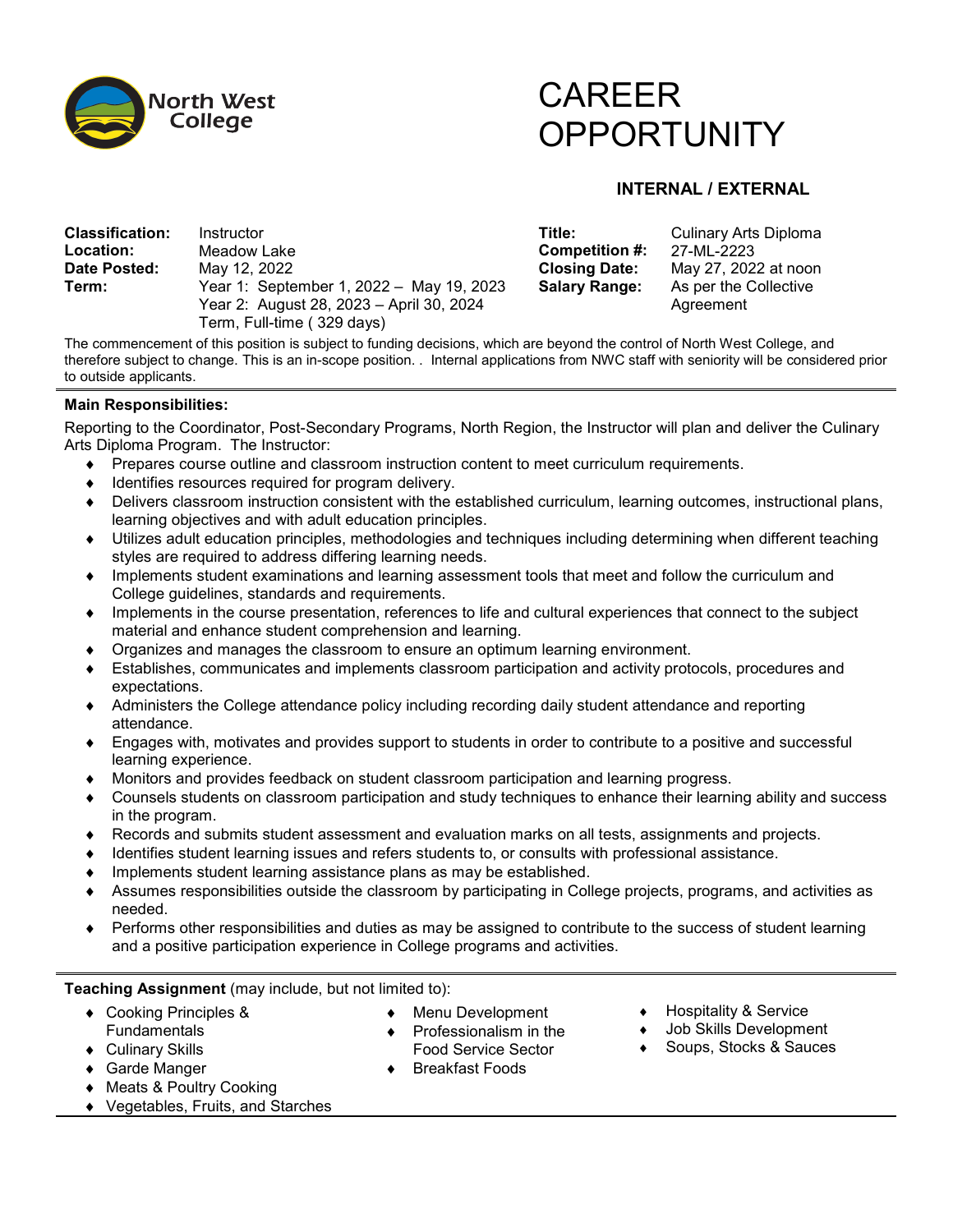North West College

# CAREER OPPORTUNITY

**INTERNAL / EXTERNAL**

| | | | |
|---|---|---|---|
| **Classification:** | Instructor | **Title:** | Culinary Arts Diploma |
| **Location:** | Meadow Lake | **Competition #:** | 27-ML-2223 |
| **Date Posted:** | May 12, 2022 | **Closing Date:** | May 27, 2022 at noon |
| **Term:** | Year 1: September 1, 2022 – May 19, 2023<br>Year 2: August 28, 2023 – April 30, 2024<br>Term, Full-time ( 329 days) | **Salary Range:** | As per the Collective Agreement |

The commencement of this position is subject to funding decisions, which are beyond the control of North West College, and therefore subject to change. This is an in-scope position. . Internal applications from NWC staff with seniority will be considered prior to outside applicants.

**Main Responsibilities:**

Reporting to the Coordinator, Post-Secondary Programs, North Region, the Instructor will plan and deliver the Culinary Arts Diploma Program. The Instructor:

- Prepares course outline and classroom instruction content to meet curriculum requirements.
- Identifies resources required for program delivery.
- Delivers classroom instruction consistent with the established curriculum, learning outcomes, instructional plans, learning objectives and with adult education principles.
- Utilizes adult education principles, methodologies and techniques including determining when different teaching styles are required to address differing learning needs.
- Implements student examinations and learning assessment tools that meet and follow the curriculum and College guidelines, standards and requirements.
- Implements in the course presentation, references to life and cultural experiences that connect to the subject material and enhance student comprehension and learning.
- Organizes and manages the classroom to ensure an optimum learning environment.
- Establishes, communicates and implements classroom participation and activity protocols, procedures and expectations.
- Administers the College attendance policy including recording daily student attendance and reporting attendance.
- Engages with, motivates and provides support to students in order to contribute to a positive and successful learning experience.
- Monitors and provides feedback on student classroom participation and learning progress.
- Counsels students on classroom participation and study techniques to enhance their learning ability and success in the program.
- Records and submits student assessment and evaluation marks on all tests, assignments and projects.
- Identifies student learning issues and refers students to, or consults with professional assistance.
- Implements student learning assistance plans as may be established.
- Assumes responsibilities outside the classroom by participating in College projects, programs, and activities as needed.
- Performs other responsibilities and duties as may be assigned to contribute to the success of student learning and a positive participation experience in College programs and activities.

**Teaching Assignment** (may include, but not limited to):

- Cooking Principles & Fundamentals
- Culinary Skills
- Garde Manger
- Meats & Poultry Cooking
- Vegetables, Fruits, and Starches
- Menu Development
- Professionalism in the Food Service Sector
- Breakfast Foods
- Hospitality & Service
- Job Skills Development
- Soups, Stocks & Sauces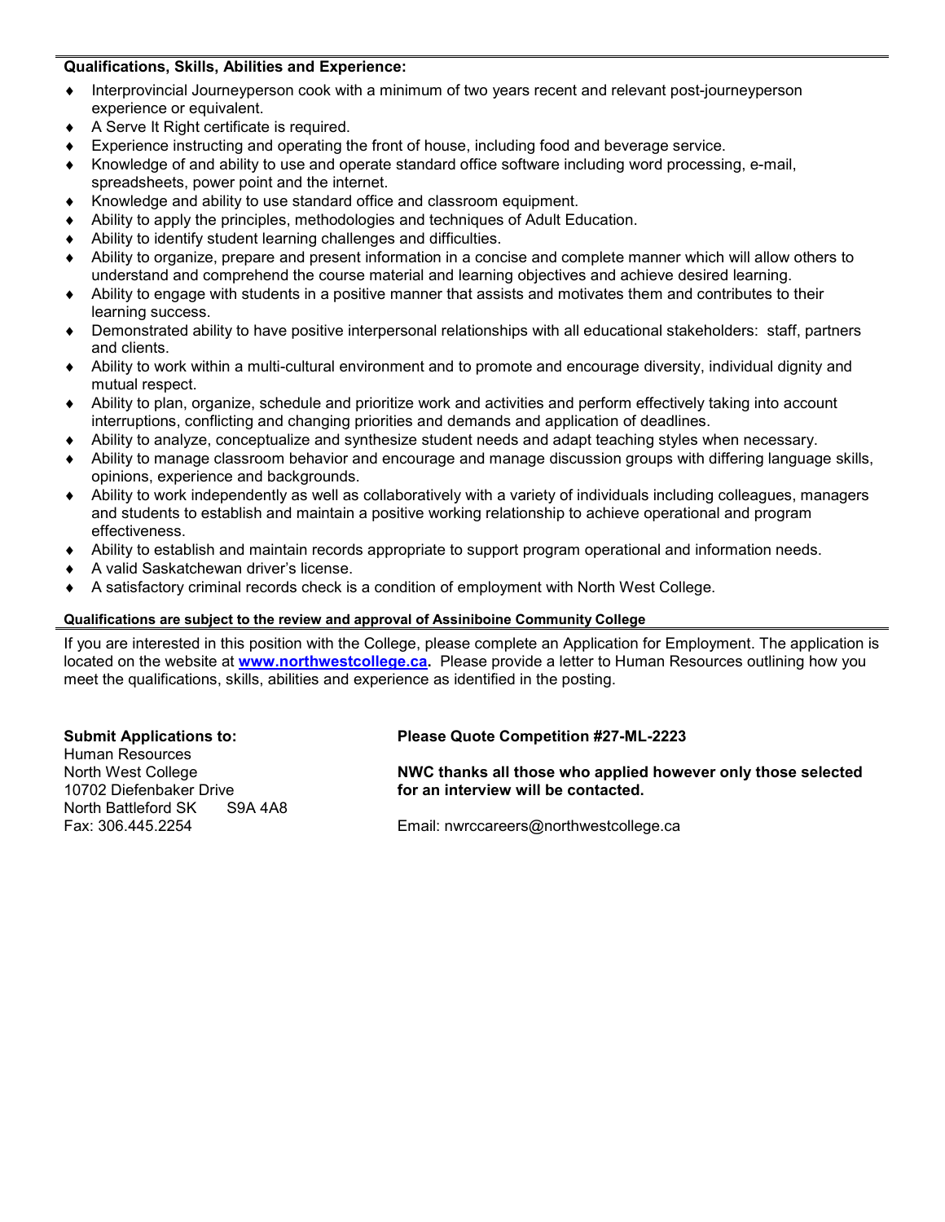**Qualifications, Skills, Abilities and Experience:**

- Interprovincial Journeyperson cook with a minimum of two years recent and relevant post-journeyperson experience or equivalent.
- A Serve It Right certificate is required.
- Experience instructing and operating the front of house, including food and beverage service.
- Knowledge of and ability to use and operate standard office software including word processing, e-mail, spreadsheets, power point and the internet.
- Knowledge and ability to use standard office and classroom equipment.
- Ability to apply the principles, methodologies and techniques of Adult Education.
- Ability to identify student learning challenges and difficulties.
- Ability to organize, prepare and present information in a concise and complete manner which will allow others to understand and comprehend the course material and learning objectives and achieve desired learning.
- Ability to engage with students in a positive manner that assists and motivates them and contributes to their learning success.
- Demonstrated ability to have positive interpersonal relationships with all educational stakeholders: staff, partners and clients.
- Ability to work within a multi-cultural environment and to promote and encourage diversity, individual dignity and mutual respect.
- Ability to plan, organize, schedule and prioritize work and activities and perform effectively taking into account interruptions, conflicting and changing priorities and demands and application of deadlines.
- Ability to analyze, conceptualize and synthesize student needs and adapt teaching styles when necessary.
- Ability to manage classroom behavior and encourage and manage discussion groups with differing language skills, opinions, experience and backgrounds.
- Ability to work independently as well as collaboratively with a variety of individuals including colleagues, managers and students to establish and maintain a positive working relationship to achieve operational and program effectiveness.
- Ability to establish and maintain records appropriate to support program operational and information needs.
- A valid Saskatchewan driver's license.
- A satisfactory criminal records check is a condition of employment with North West College.

**Qualifications are subject to the review and approval of Assiniboine Community College**

If you are interested in this position with the College, please complete an Application for Employment. The application is located on the website at **www.northwestcollege.ca.** Please provide a letter to Human Resources outlining how you meet the qualifications, skills, abilities and experience as identified in the posting.

**Submit Applications to:**
Human Resources
North West College
10702 Diefenbaker Drive
North Battleford SK S9A 4A8
Fax: 306.445.2254

**Please Quote Competition #27-ML-2223**

**NWC thanks all those who applied however only those selected for an interview will be contacted.**

Email: nwrccareers@northwestcollege.ca